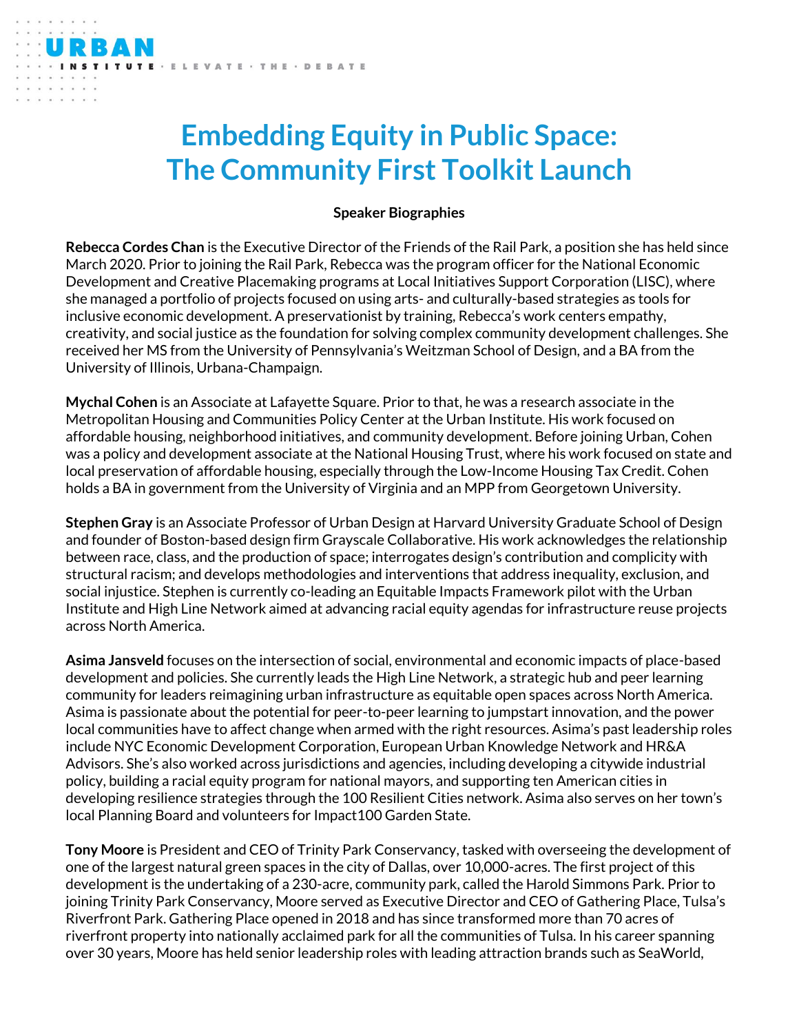# Embedding Equity in Public Space: The Community First Toolkit Launch

**Speaker Biographies**

**Rebecca Cordes Chan** is the Executive Director of the Friends of the Rail Park, a position she has held since March 2020. Prior to joining the Rail Park, Rebecca was the program officer for the National Economic Development and Creative Placemaking programs at Local Initiatives Support Corporation (LISC), where she managed a portfolio of projects focused on using arts- and culturally-based strategies as tools for inclusive economic development. A preservationist by training, Rebecca's work centers empathy, creativity, and social justice as the foundation for solving complex community development challenges. She received her MS from the University of Pennsylvania's Weitzman School of Design, and a BA from the University of Illinois, Urbana-Champaign.

**Mychal Cohen** is an Associate at Lafayette Square. Prior to that, he was a research associate in the Metropolitan Housing and Communities Policy Center at the Urban Institute. His work focused on affordable housing, neighborhood initiatives, and community development. Before joining Urban, Cohen was a policy and development associate at the National Housing Trust, where his work focused on state and local preservation of affordable housing, especially through the Low-Income Housing Tax Credit. Cohen holds a BA in government from the University of Virginia and an MPP from Georgetown University.

**Stephen Gray** is an Associate Professor of Urban Design at Harvard University Graduate School of Design and founder of Boston-based design firm Grayscale Collaborative. His work acknowledges the relationship between race, class, and the production of space; interrogates design's contribution and complicity with structural racism; and develops methodologies and interventions that address inequality, exclusion, and social injustice. Stephen is currently co-leading an Equitable Impacts Framework pilot with the Urban Institute and High Line Network aimed at advancing racial equity agendas for infrastructure reuse projects across North America.

**Asima Jansveld** focuses on the intersection of social, environmental and economic impacts of place-based development and policies. She currently leads the High Line Network, a strategic hub and peer learning community for leaders reimagining urban infrastructure as equitable open spaces across North America. Asima is passionate about the potential for peer-to-peer learning to jumpstart innovation, and the power local communities have to affect change when armed with the right resources. Asima's past leadership roles include NYC Economic Development Corporation, European Urban Knowledge Network and HR&A Advisors. She's also worked across jurisdictions and agencies, including developing a citywide industrial policy, building a racial equity program for national mayors, and supporting ten American cities in developing resilience strategies through the 100 Resilient Cities network. Asima also serves on her town's local Planning Board and volunteers for Impact100 Garden State.

**Tony Moore** is President and CEO of Trinity Park Conservancy, tasked with overseeing the development of one of the largest natural green spaces in the city of Dallas, over 10,000-acres. The first project of this development is the undertaking of a 230-acre, community park, called the Harold Simmons Park. Prior to joining Trinity Park Conservancy, Moore served as Executive Director and CEO of Gathering Place, Tulsa's Riverfront Park. Gathering Place opened in 2018 and has since transformed more than 70 acres of riverfront property into nationally acclaimed park for all the communities of Tulsa. In his career spanning over 30 years, Moore has held senior leadership roles with leading attraction brands such as SeaWorld,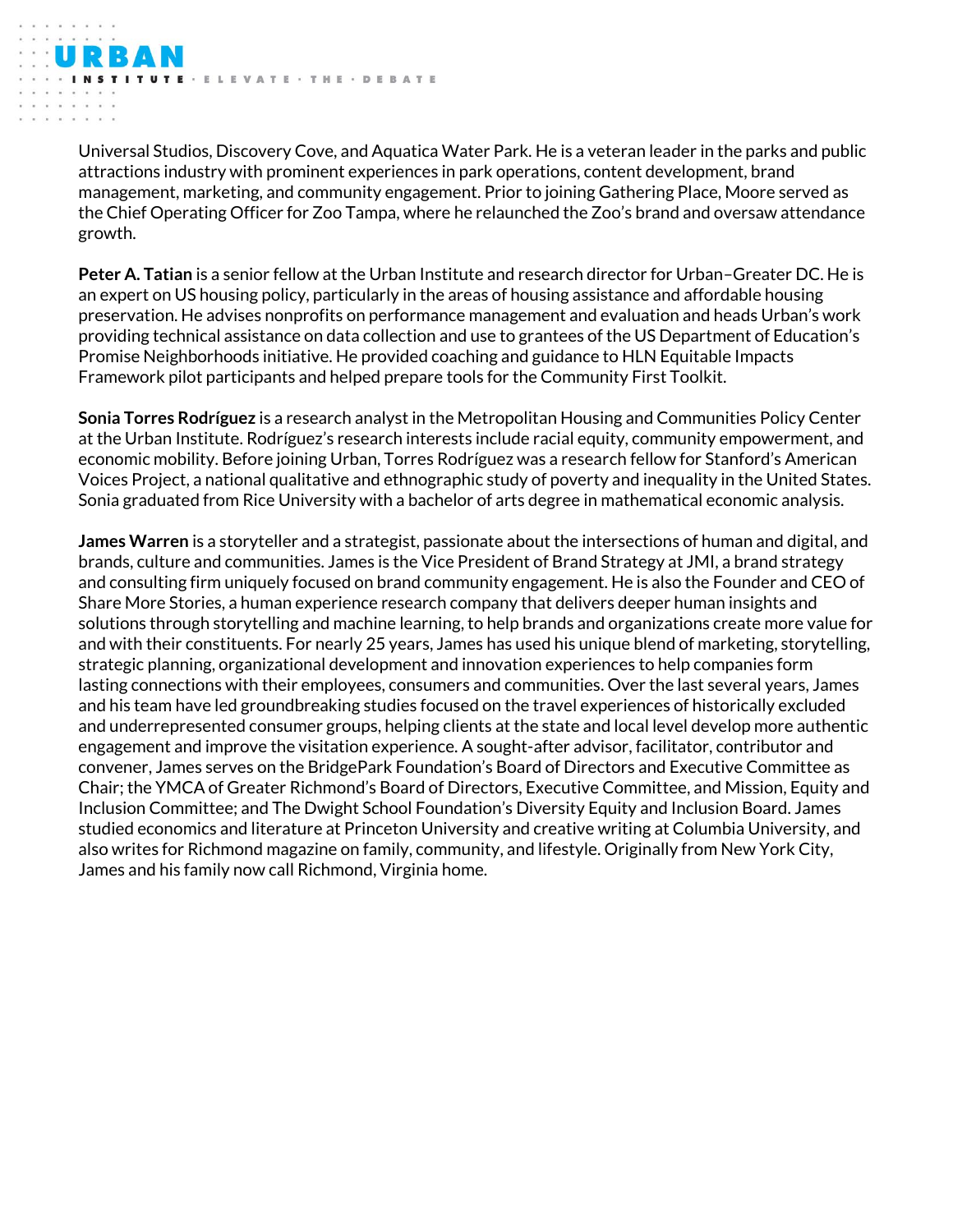Universal Studios, Discovery Cove, and Aquatica Water Park. He is a veteran leader in the parks and public attractions industry with prominent experiences in park operations, content development, brand management, marketing, and community engagement. Prior to joining Gathering Place, Moore served as the Chief Operating Officer for Zoo Tampa, where he relaunched the Zoo's brand and oversaw attendance growth.

**Peter A. Tatian** is a senior fellow at the Urban Institute and research director for Urban–Greater DC. He is an expert on US housing policy, particularly in the areas of housing assistance and affordable housing preservation. He advises nonprofits on performance management and evaluation and heads Urban's work providing technical assistance on data collection and use to grantees of the US Department of Education's Promise Neighborhoods initiative. He provided coaching and guidance to HLN Equitable Impacts Framework pilot participants and helped prepare tools for the Community First Toolkit.

**Sonia Torres Rodríguez** is a research analyst in the Metropolitan Housing and Communities Policy Center at the Urban Institute. Rodríguez's research interests include racial equity, community empowerment, and economic mobility. Before joining Urban, Torres Rodríguez was a research fellow for Stanford's American Voices Project, a national qualitative and ethnographic study of poverty and inequality in the United States. Sonia graduated from Rice University with a bachelor of arts degree in mathematical economic analysis.

**James Warren** is a storyteller and a strategist, passionate about the intersections of human and digital, and brands, culture and communities. James is the Vice President of Brand Strategy at JMI, a brand strategy and consulting firm uniquely focused on brand community engagement. He is also the Founder and CEO of Share More Stories, a human experience research company that delivers deeper human insights and solutions through storytelling and machine learning, to help brands and organizations create more value for and with their constituents. For nearly 25 years, James has used his unique blend of marketing, storytelling, strategic planning, organizational development and innovation experiences to help companies form lasting connections with their employees, consumers and communities. Over the last several years, James and his team have led groundbreaking studies focused on the travel experiences of historically excluded and underrepresented consumer groups, helping clients at the state and local level develop more authentic engagement and improve the visitation experience. A sought-after advisor, facilitator, contributor and convener, James serves on the BridgePark Foundation's Board of Directors and Executive Committee as Chair; the YMCA of Greater Richmond's Board of Directors, Executive Committee, and Mission, Equity and Inclusion Committee; and The Dwight School Foundation's Diversity Equity and Inclusion Board. James studied economics and literature at Princeton University and creative writing at Columbia University, and also writes for Richmond magazine on family, community, and lifestyle. Originally from New York City, James and his family now call Richmond, Virginia home.